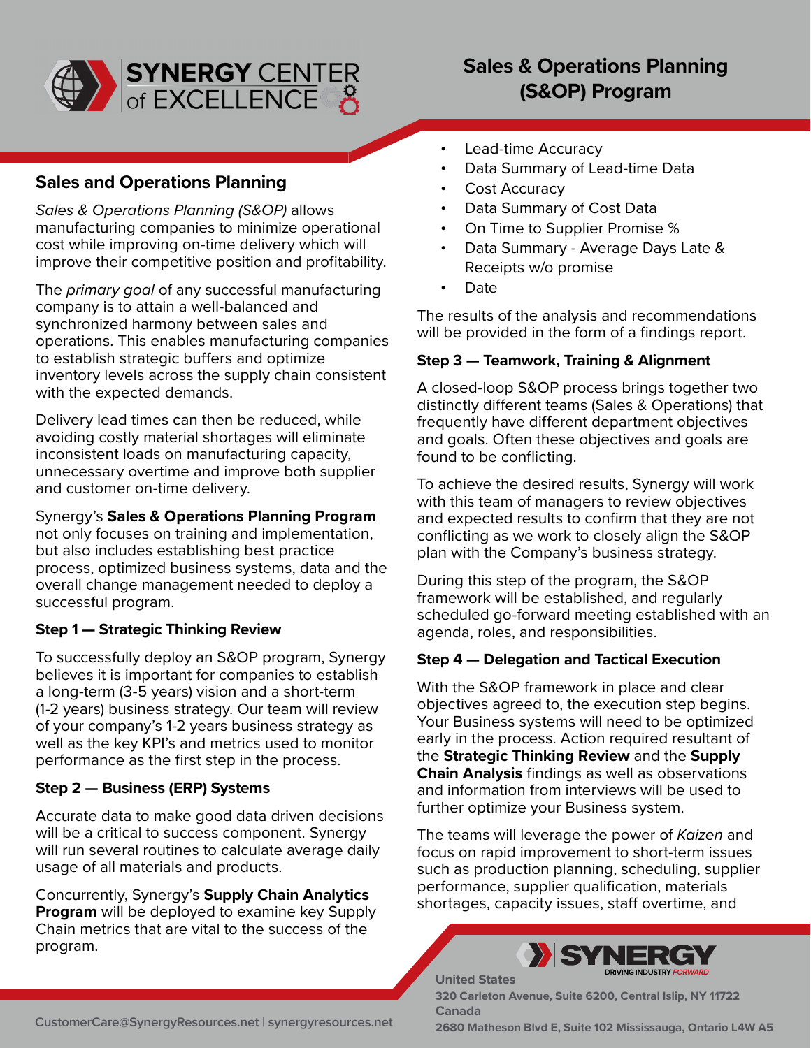# SYNERGY CENTER of EXCELLENCE

# Sales & Operations Planning (S&OP) Program

## Sales and Operations Planning

*Sales & Operations Planning (S&OP)* allows manufacturing companies to minimize operational cost while improving on-time delivery which will improve their competitive position and profitability.

The *primary goal* of any successful manufacturing company is to attain a well-balanced and synchronized harmony between sales and operations. This enables manufacturing companies to establish strategic buffers and optimize inventory levels across the supply chain consistent with the expected demands.

Delivery lead times can then be reduced, while avoiding costly material shortages will eliminate inconsistent loads on manufacturing capacity, unnecessary overtime and improve both supplier and customer on-time delivery.

Synergy's **Sales & Operations Planning Program** not only focuses on training and implementation, but also includes establishing best practice process, optimized business systems, data and the overall change management needed to deploy a successful program.

### Step 1 — Strategic Thinking Review

To successfully deploy an S&OP program, Synergy believes it is important for companies to establish a long-term (3-5 years) vision and a short-term (1-2 years) business strategy. Our team will review of your company's 1-2 years business strategy as well as the key KPI's and metrics used to monitor performance as the first step in the process.

### Step 2 — Business (ERP) Systems

Accurate data to make good data driven decisions will be a critical to success component. Synergy will run several routines to calculate average daily usage of all materials and products.

Concurrently, Synergy's **Supply Chain Analytics Program** will be deployed to examine key Supply Chain metrics that are vital to the success of the program.

- Lead-time Accuracy
- Data Summary of Lead-time Data
- Cost Accuracy
- Data Summary of Cost Data
- On Time to Supplier Promise %
- Data Summary - Average Days Late & Receipts w/o promise
- Date

The results of the analysis and recommendations will be provided in the form of a findings report.

### Step 3 — Teamwork, Training & Alignment

A closed-loop S&OP process brings together two distinctly different teams (Sales & Operations) that frequently have different department objectives and goals. Often these objectives and goals are found to be conflicting.

To achieve the desired results, Synergy will work with this team of managers to review objectives and expected results to confirm that they are not conflicting as we work to closely align the S&OP plan with the Company's business strategy.

During this step of the program, the S&OP framework will be established, and regularly scheduled go-forward meeting established with an agenda, roles, and responsibilities.

### Step 4 — Delegation and Tactical Execution

With the S&OP framework in place and clear objectives agreed to, the execution step begins. Your Business systems will need to be optimized early in the process. Action required resultant of the **Strategic Thinking Review** and the **Supply Chain Analysis** findings as well as observations and information from interviews will be used to further optimize your Business system.

The teams will leverage the power of *Kaizen* and focus on rapid improvement to short-term issues such as production planning, scheduling, supplier performance, supplier qualification, materials shortages, capacity issues, staff overtime, and

SYNERGY — DRIVING INDUSTRY FORWARD

**United States**
**320 Carleton Avenue, Suite 6200, Central Islip, NY 11722**
**Canada**
**2680 Matheson Blvd E, Suite 102 Mississauga, Ontario L4W A5**

CustomerCare@SynergyResources.net | synergyresources.net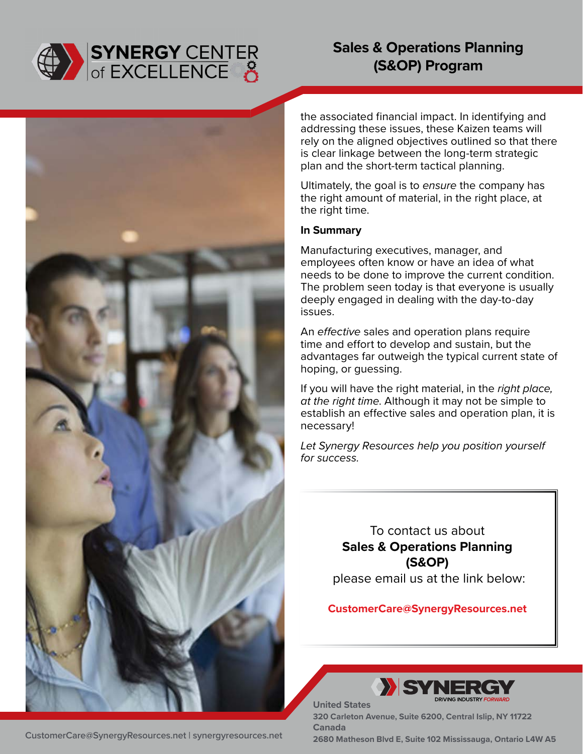the associated financial impact. In identifying and addressing these issues, these Kaizen teams will rely on the aligned objectives outlined so that there is clear linkage between the long-term strategic plan and the short-term tactical planning.

Ultimately, the goal is to *ensure* the company has the right amount of material, in the right place, at the right time.

**In Summary**

Manufacturing executives, manager, and employees often know or have an idea of what needs to be done to improve the current condition. The problem seen today is that everyone is usually deeply engaged in dealing with the day-to-day issues.

An *effective* sales and operation plans require time and effort to develop and sustain, but the advantages far outweigh the typical current state of hoping, or guessing.

If you will have the right material, in the *right place, at the right time*. Although it may not be simple to establish an effective sales and operation plan, it is necessary!

*Let Synergy Resources help you position yourself for success.*

To contact us about
**Sales & Operations Planning (S&OP)**
please email us at the link below:

**CustomerCare@SynergyResources.net**

United States
320 Carleton Avenue, Suite 6200, Central Islip, NY 11722
Canada
2680 Matheson Blvd E, Suite 102 Mississauga, Ontario L4W A5

CustomerCare@SynergyResources.net | synergyresources.net